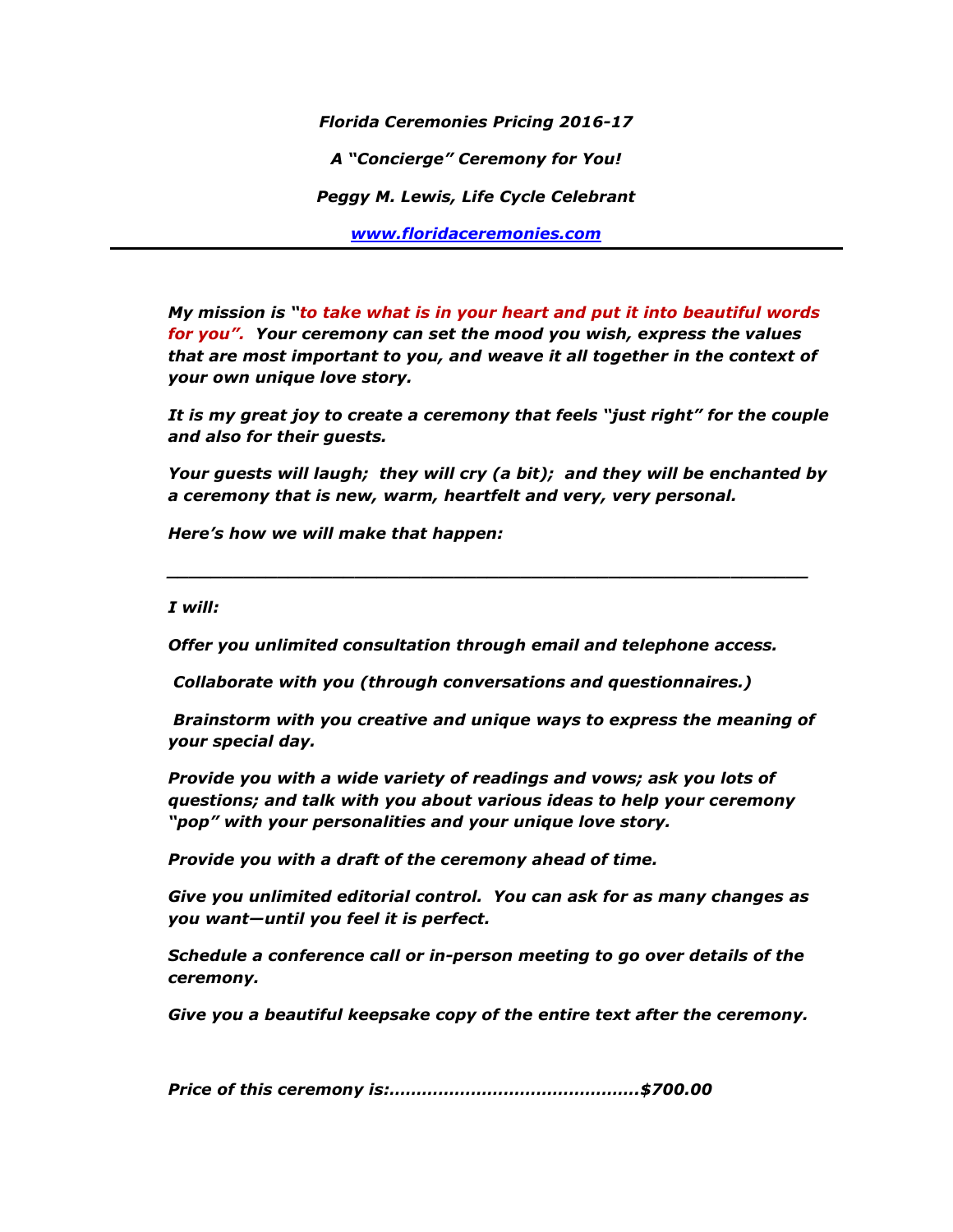***Florida Ceremonies Pricing 2016-17***

***A "Concierge" Ceremony for You!***

***Peggy M. Lewis, Life Cycle Celebrant***

***[www.floridaceremonies.com](http://www.floridaceremonies.com)***

---

***My mission is "to take what is in your heart and put it into beautiful words for you". Your ceremony can set the mood you wish, express the values that are most important to you, and weave it all together in the context of your own unique love story.***

***It is my great joy to create a ceremony that feels "just right" for the couple and also for their guests.***

***Your guests will laugh; they will cry (a bit); and they will be enchanted by a ceremony that is new, warm, heartfelt and very, very personal.***

***Here's how we will make that happen:***

---

***I will:***

***Offer you unlimited consultation through email and telephone access.***

***Collaborate with you (through conversations and questionnaires.)***

***Brainstorm with you creative and unique ways to express the meaning of your special day.***

***Provide you with a wide variety of readings and vows; ask you lots of questions; and talk with you about various ideas to help your ceremony "pop" with your personalities and your unique love story.***

***Provide you with a draft of the ceremony ahead of time.***

***Give you unlimited editorial control. You can ask for as many changes as you want—until you feel it is perfect.***

***Schedule a conference call or in-person meeting to go over details of the ceremony.***

***Give you a beautiful keepsake copy of the entire text after the ceremony.***

***Price of this ceremony is:…………………………………….$700.00***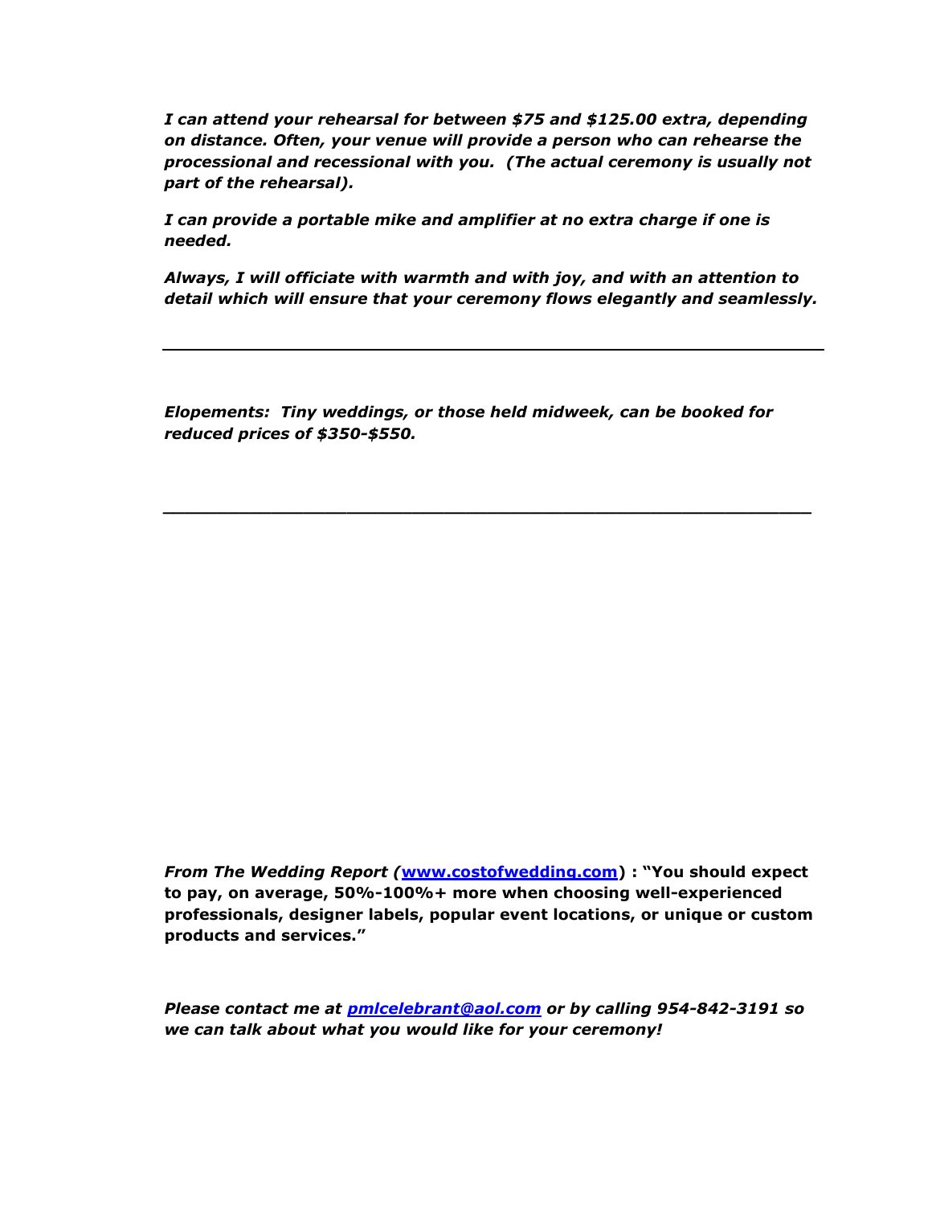***I can attend your rehearsal for between $75 and $125.00 extra, depending on distance. Often, your venue will provide a person who can rehearse the processional and recessional with you. (The actual ceremony is usually not part of the rehearsal).***

***I can provide a portable mike and amplifier at no extra charge if one is needed.***

***Always, I will officiate with warmth and with joy, and with an attention to detail which will ensure that your ceremony flows elegantly and seamlessly.***

---

***Elopements: Tiny weddings, or those held midweek, can be booked for reduced prices of $350-$550.***

---

***From The Wedding Report (*[www.costofwedding.com](http://www.costofwedding.com)) : "You should expect to pay, on average, 50%-100%+ more when choosing well-experienced professionals, designer labels, popular event locations, or unique or custom products and services."**

***Please contact me at [pmlcelebrant@aol.com](mailto:pmlcelebrant@aol.com) or by calling 954-842-3191 so we can talk about what you would like for your ceremony!***